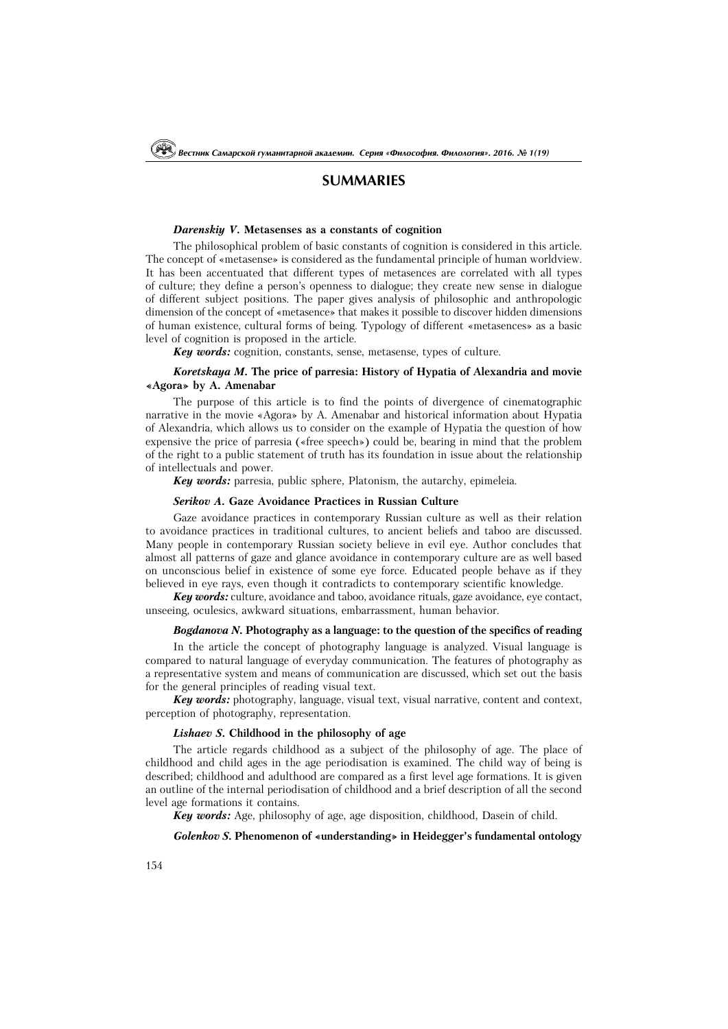# SUMMARIES

***Darenskiy V*. Metasenses as a constants of cognition**

The philosophical problem of basic constants of cognition is considered in this article. The concept of «metasense» is considered as the fundamental principle of human worldview. It has been accentuated that different types of metasences are correlated with all types of culture; they define a person's openness to dialogue; they create new sense in dialogue of different subject positions. The paper gives analysis of philosophic and anthropologic dimension of the concept of «metasence» that makes it possible to discover hidden dimensions of human existence, cultural forms of being. Typology of different «metasences» as a basic level of cognition is proposed in the article.

***Key words:*** cognition, constants, sense, metasense, types of culture.

***Koretskaya M*. The price of parresia: History of Hypatia of Alexandria and movie «Agora» by A. Amenabar**

The purpose of this article is to find the points of divergence of cinematographic narrative in the movie «Agora» by A. Amenabar and historical information about Hypatia of Alexandria, which allows us to consider on the example of Hypatia the question of how expensive the price of parresia («free speech») could be, bearing in mind that the problem of the right to a public statement of truth has its foundation in issue about the relationship of intellectuals and power.

***Key words:*** parresia, public sphere, Platonism, the autarchy, epimeleia.

***Serikov A*. Gaze Avoidance Practices in Russian Culture**

Gaze avoidance practices in contemporary Russian culture as well as their relation to avoidance practices in traditional cultures, to ancient beliefs and taboo are discussed. Many people in contemporary Russian society believe in evil eye. Author concludes that almost all patterns of gaze and glance avoidance in contemporary culture are as well based on unconscious belief in existence of some eye force. Educated people behave as if they believed in eye rays, even though it contradicts to contemporary scientific knowledge.

***Key words:*** culture, avoidance and taboo, avoidance rituals, gaze avoidance, eye contact, unseeing, oculesics, awkward situations, embarrassment, human behavior.

***Bogdanova N*. Photography as a language: to the question of the specifics of reading**

In the article the concept of photography language is analyzed. Visual language is compared to natural language of everyday communication. The features of photography as a representative system and means of communication are discussed, which set out the basis for the general principles of reading visual text.

***Key words:*** photography, language, visual text, visual narrative, content and context, perception of photography, representation.

***Lishaev S*. Childhood in the philosophy of age**

The article regards childhood as a subject of the philosophy of age. The place of childhood and child ages in the age periodisation is examined. The child way of being is described; childhood and adulthood are compared as a first level age formations. It is given an outline of the internal periodisation of childhood and a brief description of all the second level age formations it contains.

***Key words:*** Age, philosophy of age, age disposition, childhood, Dasein of child.

***Golenkov S*. Phenomenon of «understanding» in Heidegger's fundamental ontology**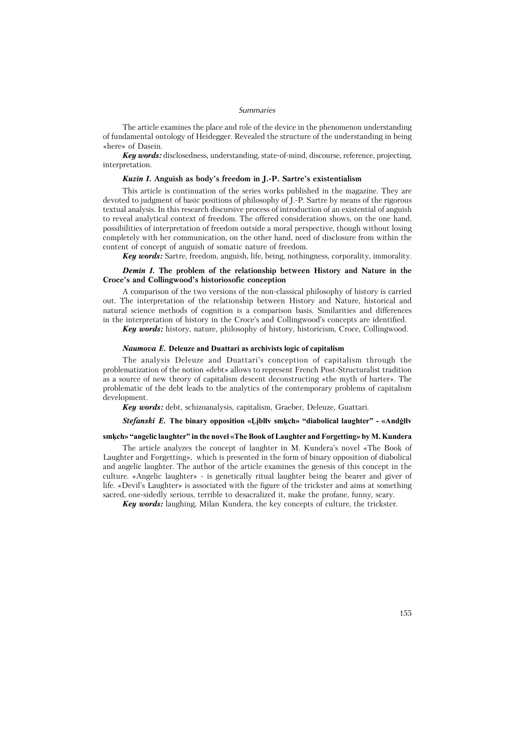The article examines the place and role of the device in the phenomenon understanding of fundamental ontology of Heidegger. Revealed the structure of the understanding in being «here» of Dasein.

***Key words:*** disclosedness, understanding, state-of-mind, discourse, reference, projecting, interpretation.

### *Kuzin I.* Anguish as body's freedom in J.-P. Sartre's existentialism

This article is continuation of the series works published in the magazine. They are devoted to judgment of basic positions of philosophy of J.-P. Sartre by means of the rigorous textual analysis. In this research discursive process of introduction of an existential of anguish to reveal analytical context of freedom. The offered consideration shows, on the one hand, possibilities of interpretation of freedom outside a moral perspective, though without losing completely with her communication, on the other hand, need of disclosure from within the content of concept of anguish of somatic nature of freedom.

***Key words:*** Sartre, freedom, anguish, life, being, nothingness, corporality, immorality.

### *Demin I.* The problem of the relationship between History and Nature in the Croce's and Collingwood's historiosofic conception

A comparison of the two versions of the non-classical philosophy of history is carried out. The interpretation of the relationship between History and Nature, historical and natural science methods of cognition is a comparison basis. Similarities and differences in the interpretation of history in the Croce's and Collingwood's concepts are identified.

***Key words:*** history, nature, philosophy of history, historicism, Croce, Collingwood.

### *Naumova E.* Deleuze and Duattari as archivists logic of capitalism

The analysis Deleuze and Duattari's conception of capitalism through the problematization of the notion «debt» allows to represent French Post-Structuralist tradition as a source of new theory of capitalism descent deconstructing «the myth of barter». The problematic of the debt leads to the analytics of the contemporary problems of capitalism development.

***Key words:*** debt, schizoanalysis, capitalism, Graeber, Deleuze, Guattari.

### *Stefanski E.* The binary opposition «Ļįbllv smķch» "diabolical laughter" - «Andġllv smķch» "angelic laughter" in the novel «The Book of Laughter and Forgetting» by M. Kundera

The article analyzes the concept of laughter in M. Kundera's novel «The Book of Laughter and Forgetting», which is presented in the form of binary opposition of diabolical and angelic laughter. The author of the article examines the genesis of this concept in the culture. «Angelic laughter» - is genetically ritual laughter being the bearer and giver of life. «Devil's Laughter» is associated with the figure of the trickster and aims at something sacred, one-sidedly serious, terrible to desacralized it, make the profane, funny, scary.

***Key words:*** laughing, Milan Kundera, the key concepts of culture, the trickster.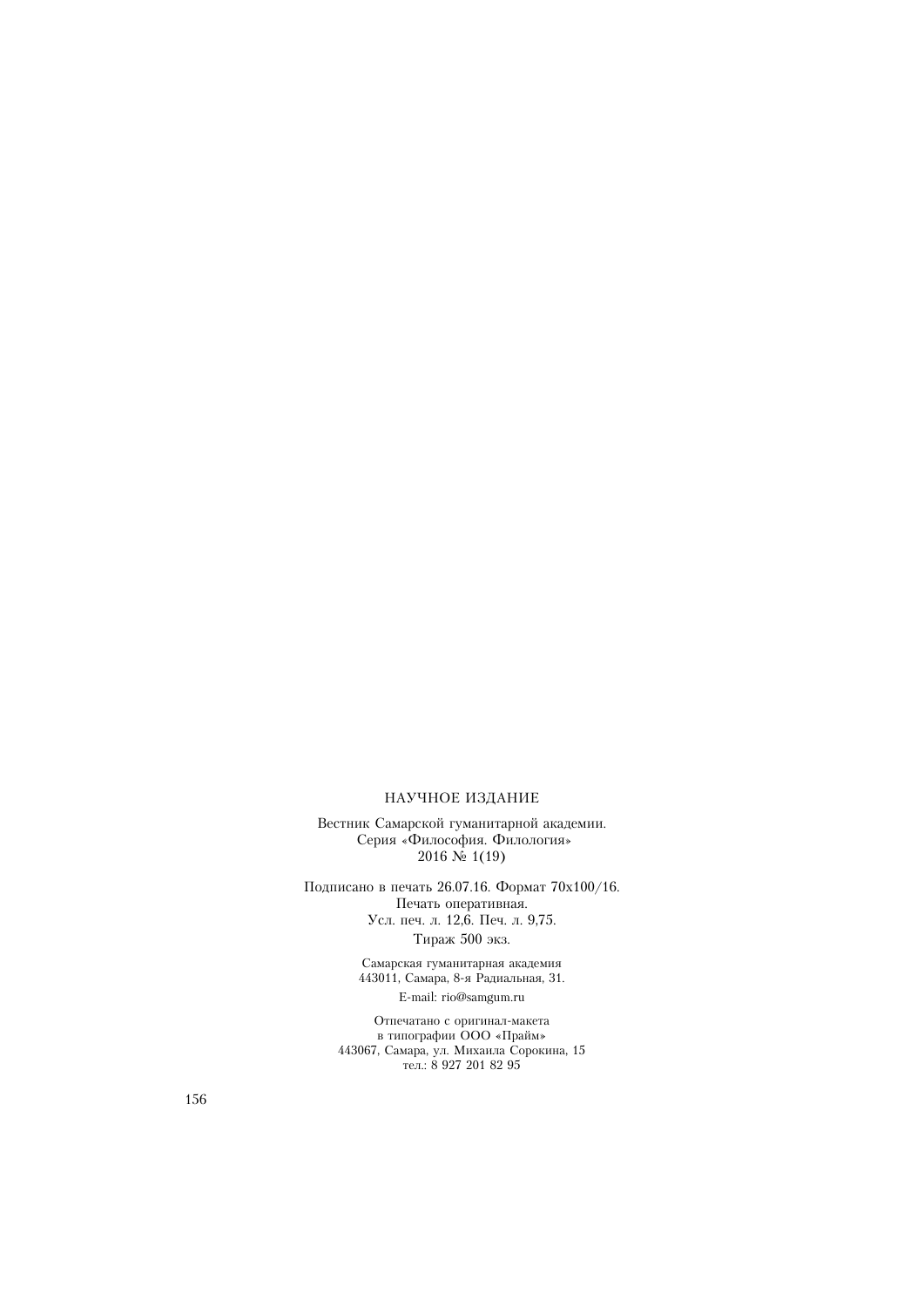НАУЧНОЕ ИЗДАНИЕ

Вестник Самарской гуманитарной академии.
Серия «Философия. Филология»
2016 № 1(19)

Подписано в печать 26.07.16. Формат 70x100/16.
Печать оперативная.
Усл. печ. л. 12,6. Печ. л. 9,75.
Тираж 500 экз.

Самарская гуманитарная академия
443011, Самара, 8-я Радиальная, 31.
E-mail: rio@samgum.ru

Отпечатано с оригинал-макета
в типографии ООО «Прайм»
443067, Самара, ул. Михаила Сорокина, 15
тел.: 8 927 201 82 95